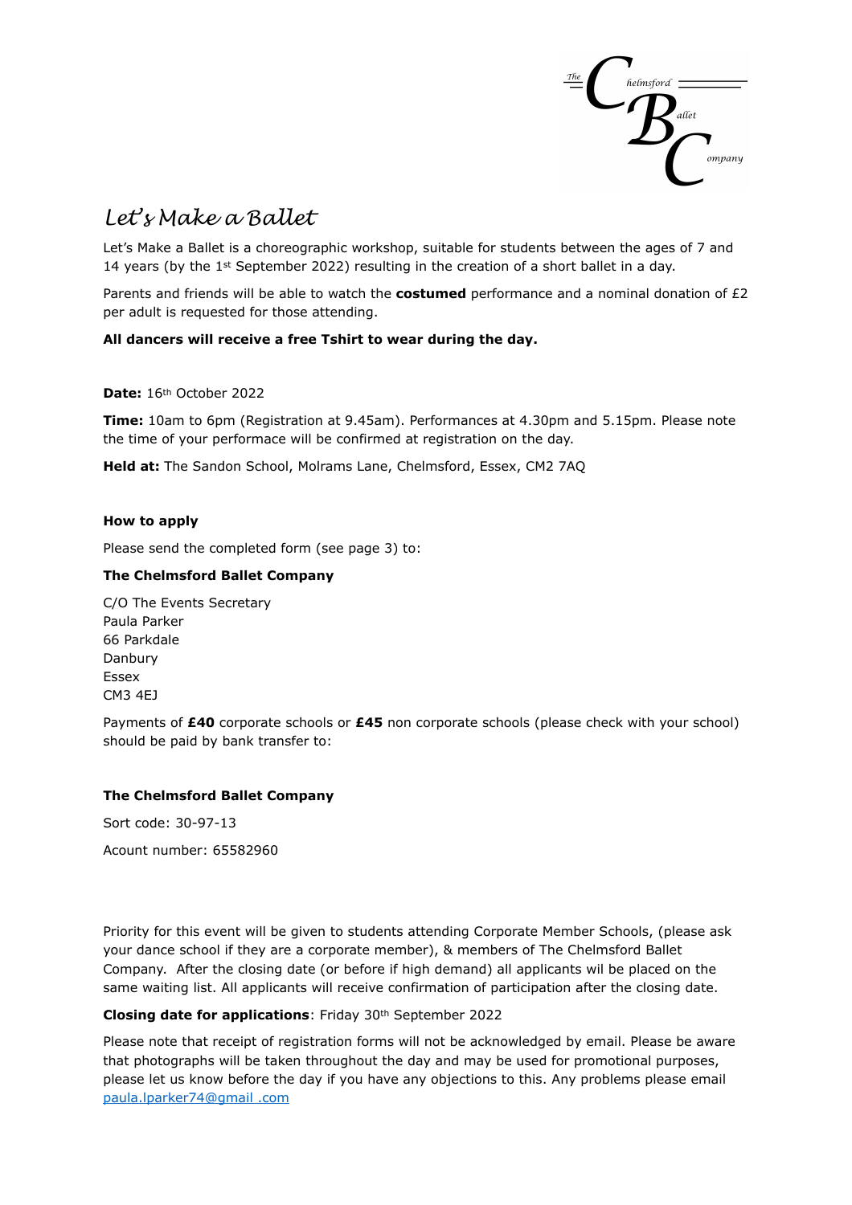# Let's Make a Ballet

Let's Make a Ballet is a choreographic workshop, suitable for students between the ages of 7 and 14 years (by the 1st September 2022) resulting in the creation of a short ballet in a day.

Parents and friends will be able to watch the **costumed** performance and a nominal donation of £2 per adult is requested for those attending.

**All dancers will receive a free Tshirt to wear during the day.**

**Date:** 16th October 2022

**Time:** 10am to 6pm (Registration at 9.45am). Performances at 4.30pm and 5.15pm. Please note the time of your performace will be confirmed at registration on the day.

**Held at:** The Sandon School, Molrams Lane, Chelmsford, Essex, CM2 7AQ

**How to apply**

Please send the completed form (see page 3) to:

**The Chelmsford Ballet Company**

C/O The Events Secretary
Paula Parker
66 Parkdale
Danbury
Essex
CM3 4EJ

Payments of **£40** corporate schools or **£45** non corporate schools (please check with your school) should be paid by bank transfer to:

**The Chelmsford Ballet Company**

Sort code: 30-97-13

Acount number: 65582960

Priority for this event will be given to students attending Corporate Member Schools, (please ask your dance school if they are a corporate member), & members of The Chelmsford Ballet Company. After the closing date (or before if high demand) all applicants wil be placed on the same waiting list. All applicants will receive confirmation of participation after the closing date.

**Closing date for applications**: Friday 30th September 2022

Please note that receipt of registration forms will not be acknowledged by email. Please be aware that photographs will be taken throughout the day and may be used for promotional purposes, please let us know before the day if you have any objections to this. Any problems please email paula.lparker74@gmail .com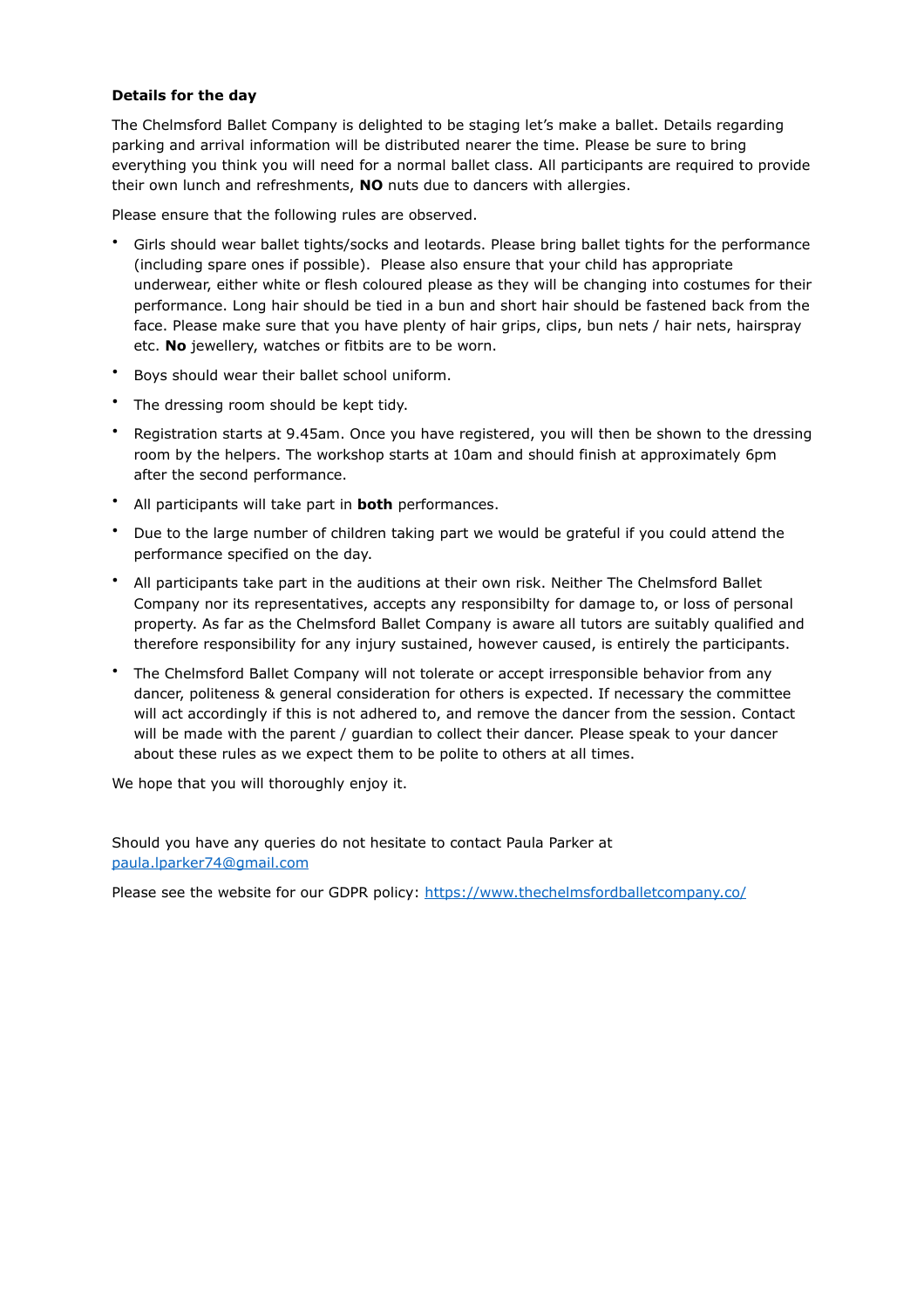**Details for the day**

The Chelmsford Ballet Company is delighted to be staging let's make a ballet. Details regarding parking and arrival information will be distributed nearer the time. Please be sure to bring everything you think you will need for a normal ballet class. All participants are required to provide their own lunch and refreshments, **NO** nuts due to dancers with allergies.

Please ensure that the following rules are observed.

- Girls should wear ballet tights/socks and leotards. Please bring ballet tights for the performance (including spare ones if possible). Please also ensure that your child has appropriate underwear, either white or flesh coloured please as they will be changing into costumes for their performance. Long hair should be tied in a bun and short hair should be fastened back from the face. Please make sure that you have plenty of hair grips, clips, bun nets / hair nets, hairspray etc. **No** jewellery, watches or fitbits are to be worn.
- Boys should wear their ballet school uniform.
- The dressing room should be kept tidy.
- Registration starts at 9.45am. Once you have registered, you will then be shown to the dressing room by the helpers. The workshop starts at 10am and should finish at approximately 6pm after the second performance.
- All participants will take part in **both** performances.
- Due to the large number of children taking part we would be grateful if you could attend the performance specified on the day.
- All participants take part in the auditions at their own risk. Neither The Chelmsford Ballet Company nor its representatives, accepts any responsibilty for damage to, or loss of personal property. As far as the Chelmsford Ballet Company is aware all tutors are suitably qualified and therefore responsibility for any injury sustained, however caused, is entirely the participants.
- The Chelmsford Ballet Company will not tolerate or accept irresponsible behavior from any dancer, politeness & general consideration for others is expected. If necessary the committee will act accordingly if this is not adhered to, and remove the dancer from the session. Contact will be made with the parent / guardian to collect their dancer. Please speak to your dancer about these rules as we expect them to be polite to others at all times.

We hope that you will thoroughly enjoy it.

Should you have any queries do not hesitate to contact Paula Parker at paula.lparker74@gmail.com

Please see the website for our GDPR policy: https://www.thechelmsfordballetcompany.co/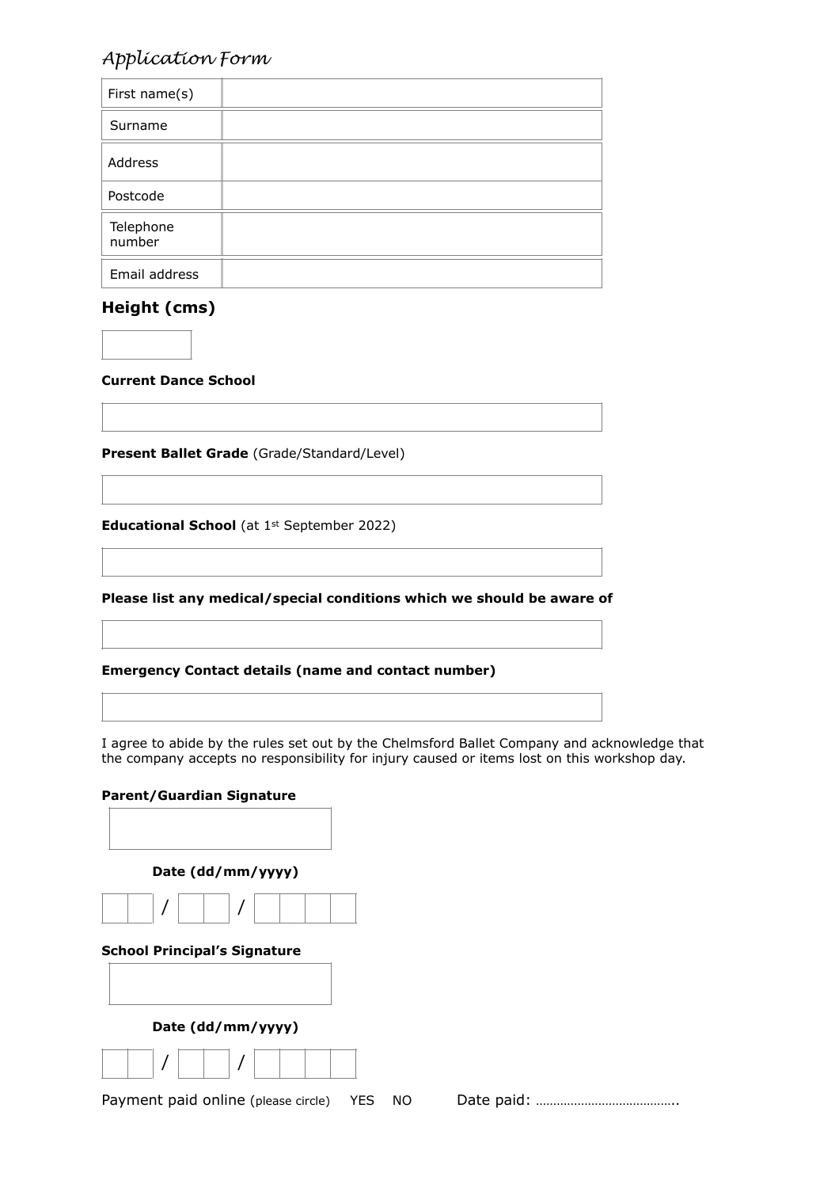# *Application Form*

| | |
|---|---|
| First name(s) | |
| Surname | |
| Address | |
| Postcode | |
| Telephone number | |
| Email address | |

## Height (cms)

**Current Dance School**

**Present Ballet Grade** (Grade/Standard/Level)

**Educational School** (at 1st September 2022)

**Please list any medical/special conditions which we should be aware of**

**Emergency Contact details (name and contact number)**

I agree to abide by the rules set out by the Chelmsford Ballet Company and acknowledge that the company accepts no responsibility for injury caused or items lost on this workshop day.

**Parent/Guardian Signature**

**Date (dd/mm/yyyy)**

__ __ / __ __ / __ __ __ __

**School Principal's Signature**

**Date (dd/mm/yyyy)**

__ __ / __ __ / __ __ __ __

Payment paid online (please circle) YES NO Date paid: …………………………………..